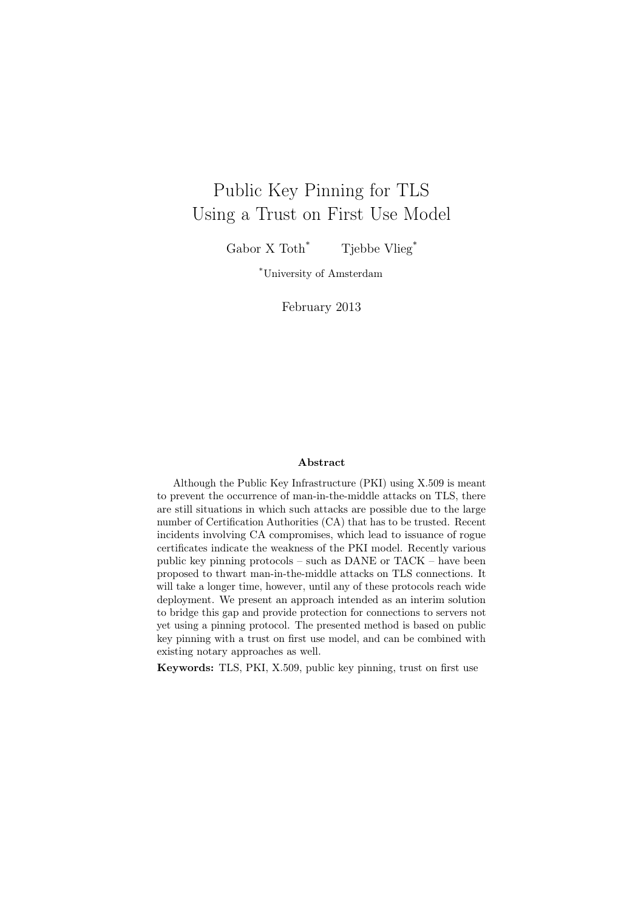# Public Key Pinning for TLS Using a Trust on First Use Model

Gabor X Toth[*] Tjebbe Vlieg[*]

[*]University of Amsterdam

February 2013

**Abstract**

Although the Public Key Infrastructure (PKI) using X.509 is meant to prevent the occurrence of man-in-the-middle attacks on TLS, there are still situations in which such attacks are possible due to the large number of Certification Authorities (CA) that has to be trusted. Recent incidents involving CA compromises, which lead to issuance of rogue certificates indicate the weakness of the PKI model. Recently various public key pinning protocols – such as DANE or TACK – have been proposed to thwart man-in-the-middle attacks on TLS connections. It will take a longer time, however, until any of these protocols reach wide deployment. We present an approach intended as an interim solution to bridge this gap and provide protection for connections to servers not yet using a pinning protocol. The presented method is based on public key pinning with a trust on first use model, and can be combined with existing notary approaches as well.

**Keywords:** TLS, PKI, X.509, public key pinning, trust on first use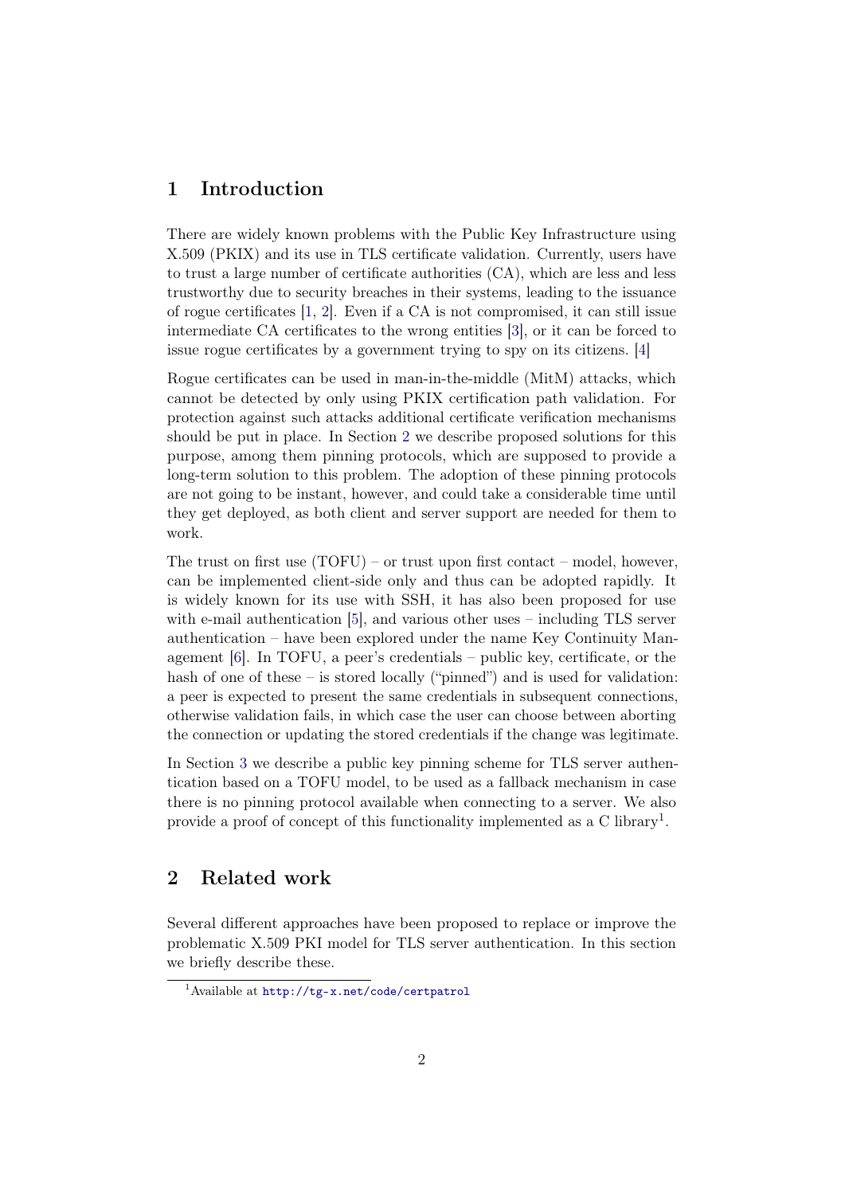## 1 Introduction

There are widely known problems with the Public Key Infrastructure using X.509 (PKIX) and its use in TLS certificate validation. Currently, users have to trust a large number of certificate authorities (CA), which are less and less trustworthy due to security breaches in their systems, leading to the issuance of rogue certificates [1, 2]. Even if a CA is not compromised, it can still issue intermediate CA certificates to the wrong entities [3], or it can be forced to issue rogue certificates by a government trying to spy on its citizens. [4]

Rogue certificates can be used in man-in-the-middle (MitM) attacks, which cannot be detected by only using PKIX certification path validation. For protection against such attacks additional certificate verification mechanisms should be put in place. In Section 2 we describe proposed solutions for this purpose, among them pinning protocols, which are supposed to provide a long-term solution to this problem. The adoption of these pinning protocols are not going to be instant, however, and could take a considerable time until they get deployed, as both client and server support are needed for them to work.

The trust on first use (TOFU) – or trust upon first contact – model, however, can be implemented client-side only and thus can be adopted rapidly. It is widely known for its use with SSH, it has also been proposed for use with e-mail authentication [5], and various other uses – including TLS server authentication – have been explored under the name Key Continuity Management [6]. In TOFU, a peer's credentials – public key, certificate, or the hash of one of these – is stored locally ("pinned") and is used for validation: a peer is expected to present the same credentials in subsequent connections, otherwise validation fails, in which case the user can choose between aborting the connection or updating the stored credentials if the change was legitimate.

In Section 3 we describe a public key pinning scheme for TLS server authentication based on a TOFU model, to be used as a fallback mechanism in case there is no pinning protocol available when connecting to a server. We also provide a proof of concept of this functionality implemented as a C library[1].

## 2 Related work

Several different approaches have been proposed to replace or improve the problematic X.509 PKI model for TLS server authentication. In this section we briefly describe these.

[1] Available at http://tg-x.net/code/certpatrol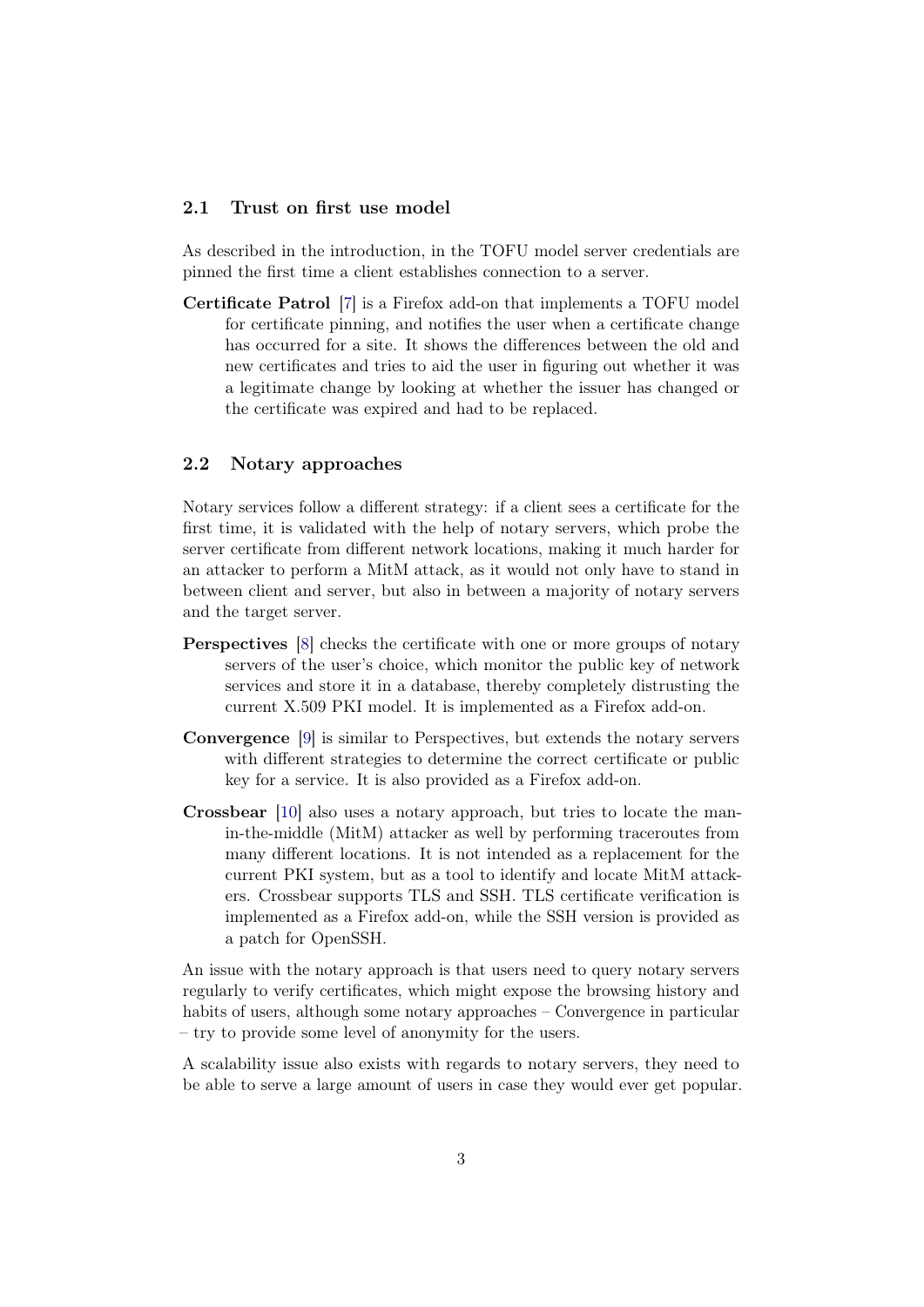### 2.1 Trust on first use model

As described in the introduction, in the TOFU model server credentials are pinned the first time a client establishes connection to a server.

**Certificate Patrol** [7] is a Firefox add-on that implements a TOFU model for certificate pinning, and notifies the user when a certificate change has occurred for a site. It shows the differences between the old and new certificates and tries to aid the user in figuring out whether it was a legitimate change by looking at whether the issuer has changed or the certificate was expired and had to be replaced.

### 2.2 Notary approaches

Notary services follow a different strategy: if a client sees a certificate for the first time, it is validated with the help of notary servers, which probe the server certificate from different network locations, making it much harder for an attacker to perform a MitM attack, as it would not only have to stand in between client and server, but also in between a majority of notary servers and the target server.

**Perspectives** [8] checks the certificate with one or more groups of notary servers of the user's choice, which monitor the public key of network services and store it in a database, thereby completely distrusting the current X.509 PKI model. It is implemented as a Firefox add-on.

**Convergence** [9] is similar to Perspectives, but extends the notary servers with different strategies to determine the correct certificate or public key for a service. It is also provided as a Firefox add-on.

**Crossbear** [10] also uses a notary approach, but tries to locate the man-in-the-middle (MitM) attacker as well by performing traceroutes from many different locations. It is not intended as a replacement for the current PKI system, but as a tool to identify and locate MitM attackers. Crossbear supports TLS and SSH. TLS certificate verification is implemented as a Firefox add-on, while the SSH version is provided as a patch for OpenSSH.

An issue with the notary approach is that users need to query notary servers regularly to verify certificates, which might expose the browsing history and habits of users, although some notary approaches – Convergence in particular – try to provide some level of anonymity for the users.

A scalability issue also exists with regards to notary servers, they need to be able to serve a large amount of users in case they would ever get popular.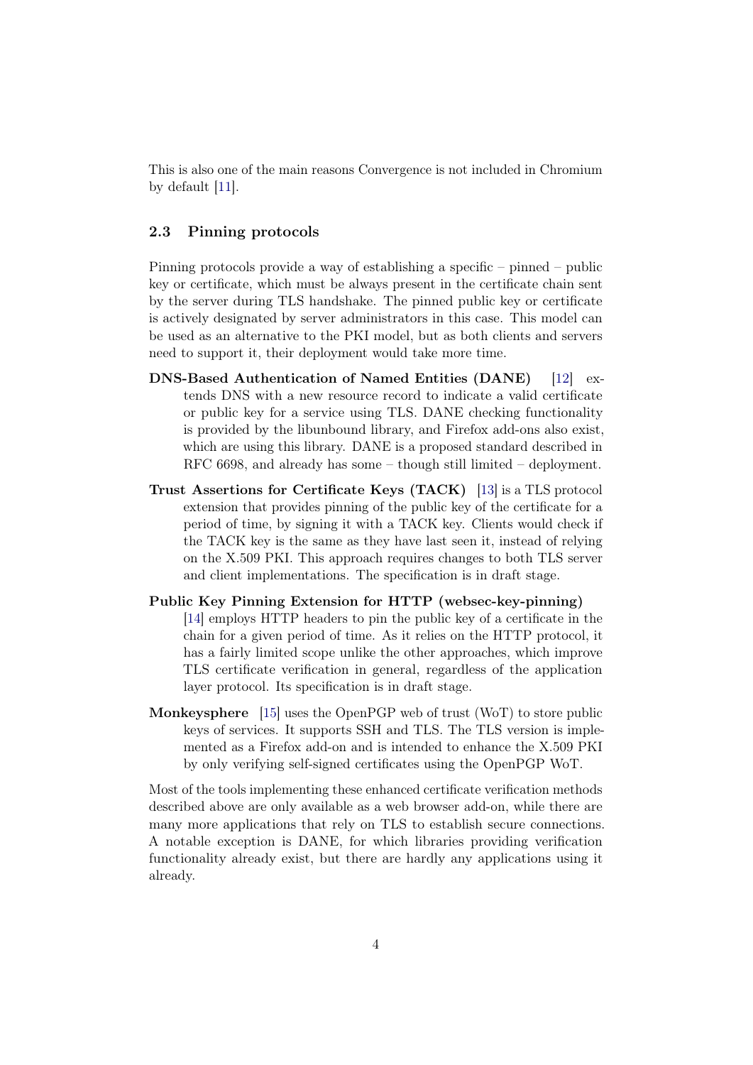This is also one of the main reasons Convergence is not included in Chromium by default [11].

### 2.3 Pinning protocols

Pinning protocols provide a way of establishing a specific – pinned – public key or certificate, which must be always present in the certificate chain sent by the server during TLS handshake. The pinned public key or certificate is actively designated by server administrators in this case. This model can be used as an alternative to the PKI model, but as both clients and servers need to support it, their deployment would take more time.

**DNS-Based Authentication of Named Entities (DANE)** [12] extends DNS with a new resource record to indicate a valid certificate or public key for a service using TLS. DANE checking functionality is provided by the libunbound library, and Firefox add-ons also exist, which are using this library. DANE is a proposed standard described in RFC 6698, and already has some – though still limited – deployment.

**Trust Assertions for Certificate Keys (TACK)** [13] is a TLS protocol extension that provides pinning of the public key of the certificate for a period of time, by signing it with a TACK key. Clients would check if the TACK key is the same as they have last seen it, instead of relying on the X.509 PKI. This approach requires changes to both TLS server and client implementations. The specification is in draft stage.

**Public Key Pinning Extension for HTTP (websec-key-pinning)** [14] employs HTTP headers to pin the public key of a certificate in the chain for a given period of time. As it relies on the HTTP protocol, it has a fairly limited scope unlike the other approaches, which improve TLS certificate verification in general, regardless of the application layer protocol. Its specification is in draft stage.

**Monkeysphere** [15] uses the OpenPGP web of trust (WoT) to store public keys of services. It supports SSH and TLS. The TLS version is implemented as a Firefox add-on and is intended to enhance the X.509 PKI by only verifying self-signed certificates using the OpenPGP WoT.

Most of the tools implementing these enhanced certificate verification methods described above are only available as a web browser add-on, while there are many more applications that rely on TLS to establish secure connections. A notable exception is DANE, for which libraries providing verification functionality already exist, but there are hardly any applications using it already.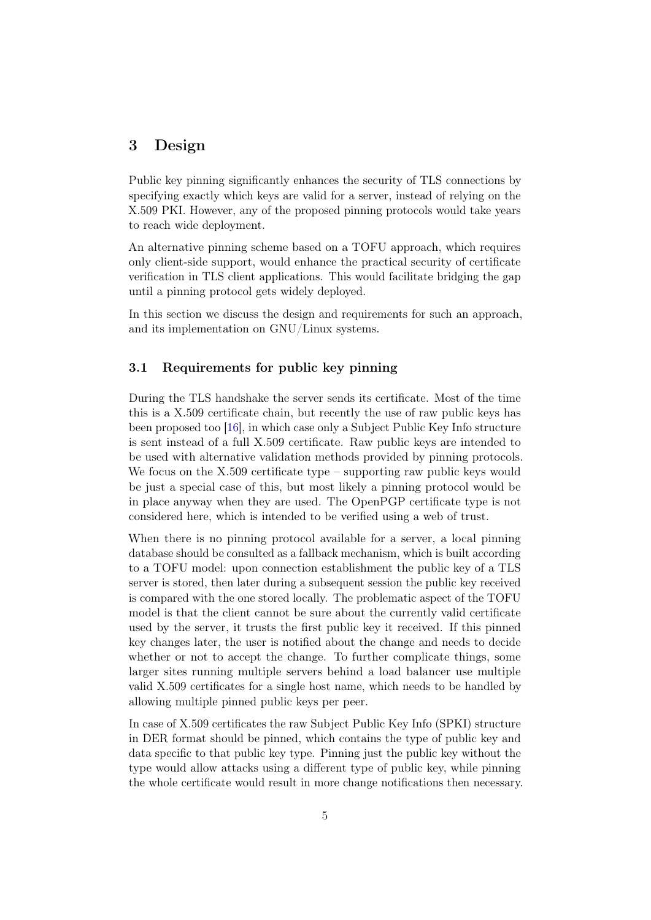# 3 Design

Public key pinning significantly enhances the security of TLS connections by specifying exactly which keys are valid for a server, instead of relying on the X.509 PKI. However, any of the proposed pinning protocols would take years to reach wide deployment.

An alternative pinning scheme based on a TOFU approach, which requires only client-side support, would enhance the practical security of certificate verification in TLS client applications. This would facilitate bridging the gap until a pinning protocol gets widely deployed.

In this section we discuss the design and requirements for such an approach, and its implementation on GNU/Linux systems.

## 3.1 Requirements for public key pinning

During the TLS handshake the server sends its certificate. Most of the time this is a X.509 certificate chain, but recently the use of raw public keys has been proposed too [16], in which case only a Subject Public Key Info structure is sent instead of a full X.509 certificate. Raw public keys are intended to be used with alternative validation methods provided by pinning protocols. We focus on the X.509 certificate type – supporting raw public keys would be just a special case of this, but most likely a pinning protocol would be in place anyway when they are used. The OpenPGP certificate type is not considered here, which is intended to be verified using a web of trust.

When there is no pinning protocol available for a server, a local pinning database should be consulted as a fallback mechanism, which is built according to a TOFU model: upon connection establishment the public key of a TLS server is stored, then later during a subsequent session the public key received is compared with the one stored locally. The problematic aspect of the TOFU model is that the client cannot be sure about the currently valid certificate used by the server, it trusts the first public key it received. If this pinned key changes later, the user is notified about the change and needs to decide whether or not to accept the change. To further complicate things, some larger sites running multiple servers behind a load balancer use multiple valid X.509 certificates for a single host name, which needs to be handled by allowing multiple pinned public keys per peer.

In case of X.509 certificates the raw Subject Public Key Info (SPKI) structure in DER format should be pinned, which contains the type of public key and data specific to that public key type. Pinning just the public key without the type would allow attacks using a different type of public key, while pinning the whole certificate would result in more change notifications then necessary.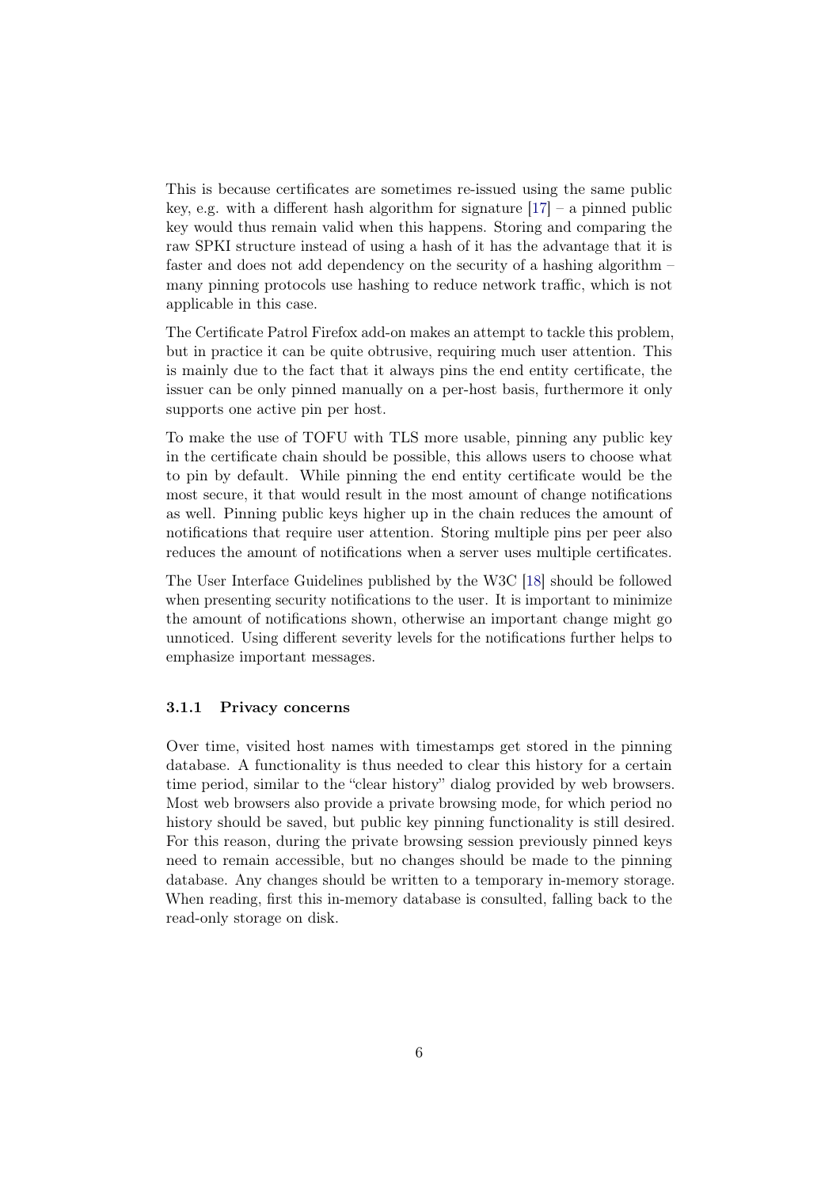This is because certificates are sometimes re-issued using the same public key, e.g. with a different hash algorithm for signature [17] – a pinned public key would thus remain valid when this happens. Storing and comparing the raw SPKI structure instead of using a hash of it has the advantage that it is faster and does not add dependency on the security of a hashing algorithm – many pinning protocols use hashing to reduce network traffic, which is not applicable in this case.

The Certificate Patrol Firefox add-on makes an attempt to tackle this problem, but in practice it can be quite obtrusive, requiring much user attention. This is mainly due to the fact that it always pins the end entity certificate, the issuer can be only pinned manually on a per-host basis, furthermore it only supports one active pin per host.

To make the use of TOFU with TLS more usable, pinning any public key in the certificate chain should be possible, this allows users to choose what to pin by default. While pinning the end entity certificate would be the most secure, it that would result in the most amount of change notifications as well. Pinning public keys higher up in the chain reduces the amount of notifications that require user attention. Storing multiple pins per peer also reduces the amount of notifications when a server uses multiple certificates.

The User Interface Guidelines published by the W3C [18] should be followed when presenting security notifications to the user. It is important to minimize the amount of notifications shown, otherwise an important change might go unnoticed. Using different severity levels for the notifications further helps to emphasize important messages.

### 3.1.1 Privacy concerns

Over time, visited host names with timestamps get stored in the pinning database. A functionality is thus needed to clear this history for a certain time period, similar to the "clear history" dialog provided by web browsers. Most web browsers also provide a private browsing mode, for which period no history should be saved, but public key pinning functionality is still desired. For this reason, during the private browsing session previously pinned keys need to remain accessible, but no changes should be made to the pinning database. Any changes should be written to a temporary in-memory storage. When reading, first this in-memory database is consulted, falling back to the read-only storage on disk.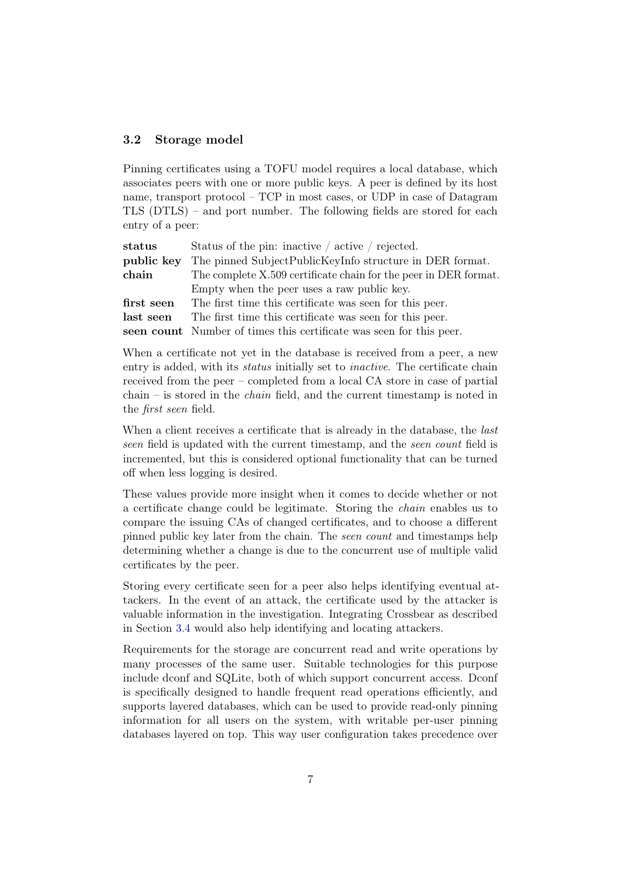### 3.2 Storage model

Pinning certificates using a TOFU model requires a local database, which associates peers with one or more public keys. A peer is defined by its host name, transport protocol – TCP in most cases, or UDP in case of Datagram TLS (DTLS) – and port number. The following fields are stored for each entry of a peer:

| | |
|---|---|
| **status** | Status of the pin: inactive / active / rejected. |
| **public key** | The pinned SubjectPublicKeyInfo structure in DER format. |
| **chain** | The complete X.509 certificate chain for the peer in DER format. Empty when the peer uses a raw public key. |
| **first seen** | The first time this certificate was seen for this peer. |
| **last seen** | The first time this certificate was seen for this peer. |
| **seen count** | Number of times this certificate was seen for this peer. |

When a certificate not yet in the database is received from a peer, a new entry is added, with its *status* initially set to *inactive*. The certificate chain received from the peer – completed from a local CA store in case of partial chain – is stored in the *chain* field, and the current timestamp is noted in the *first seen* field.

When a client receives a certificate that is already in the database, the *last seen* field is updated with the current timestamp, and the *seen count* field is incremented, but this is considered optional functionality that can be turned off when less logging is desired.

These values provide more insight when it comes to decide whether or not a certificate change could be legitimate. Storing the *chain* enables us to compare the issuing CAs of changed certificates, and to choose a different pinned public key later from the chain. The *seen count* and timestamps help determining whether a change is due to the concurrent use of multiple valid certificates by the peer.

Storing every certificate seen for a peer also helps identifying eventual attackers. In the event of an attack, the certificate used by the attacker is valuable information in the investigation. Integrating Crossbear as described in Section 3.4 would also help identifying and locating attackers.

Requirements for the storage are concurrent read and write operations by many processes of the same user. Suitable technologies for this purpose include dconf and SQLite, both of which support concurrent access. Dconf is specifically designed to handle frequent read operations efficiently, and supports layered databases, which can be used to provide read-only pinning information for all users on the system, with writable per-user pinning databases layered on top. This way user configuration takes precedence over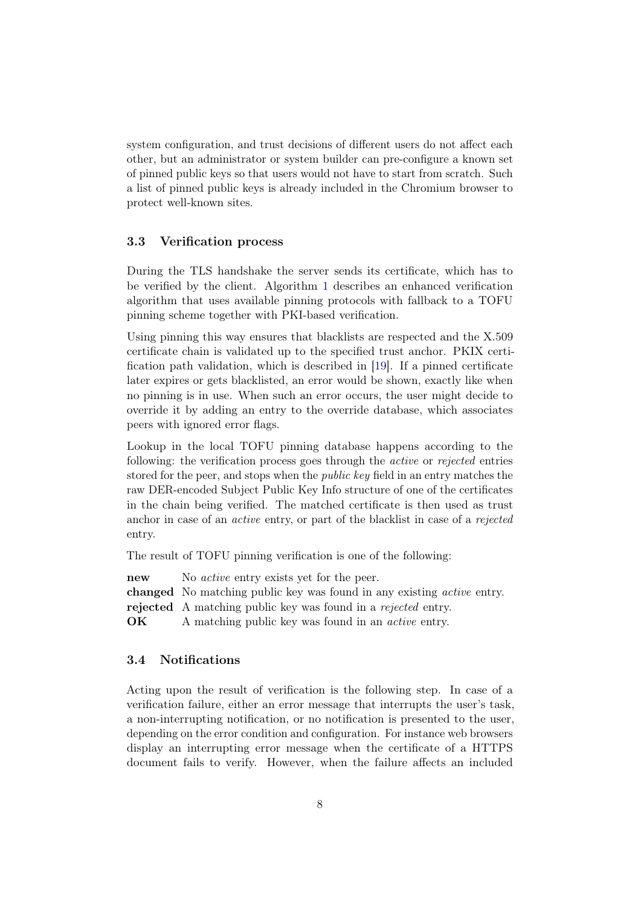system configuration, and trust decisions of different users do not affect each other, but an administrator or system builder can pre-configure a known set of pinned public keys so that users would not have to start from scratch. Such a list of pinned public keys is already included in the Chromium browser to protect well-known sites.

### 3.3 Verification process

During the TLS handshake the server sends its certificate, which has to be verified by the client. Algorithm 1 describes an enhanced verification algorithm that uses available pinning protocols with fallback to a TOFU pinning scheme together with PKI-based verification.

Using pinning this way ensures that blacklists are respected and the X.509 certificate chain is validated up to the specified trust anchor. PKIX certification path validation, which is described in [19]. If a pinned certificate later expires or gets blacklisted, an error would be shown, exactly like when no pinning is in use. When such an error occurs, the user might decide to override it by adding an entry to the override database, which associates peers with ignored error flags.

Lookup in the local TOFU pinning database happens according to the following: the verification process goes through the *active* or *rejected* entries stored for the peer, and stops when the *public key* field in an entry matches the raw DER-encoded Subject Public Key Info structure of one of the certificates in the chain being verified. The matched certificate is then used as trust anchor in case of an *active* entry, or part of the blacklist in case of a *rejected* entry.

The result of TOFU pinning verification is one of the following:

**new** No *active* entry exists yet for the peer.
**changed** No matching public key was found in any existing *active* entry.
**rejected** A matching public key was found in a *rejected* entry.
**OK** A matching public key was found in an *active* entry.

### 3.4 Notifications

Acting upon the result of verification is the following step. In case of a verification failure, either an error message that interrupts the user's task, a non-interrupting notification, or no notification is presented to the user, depending on the error condition and configuration. For instance web browsers display an interrupting error message when the certificate of a HTTPS document fails to verify. However, when the failure affects an included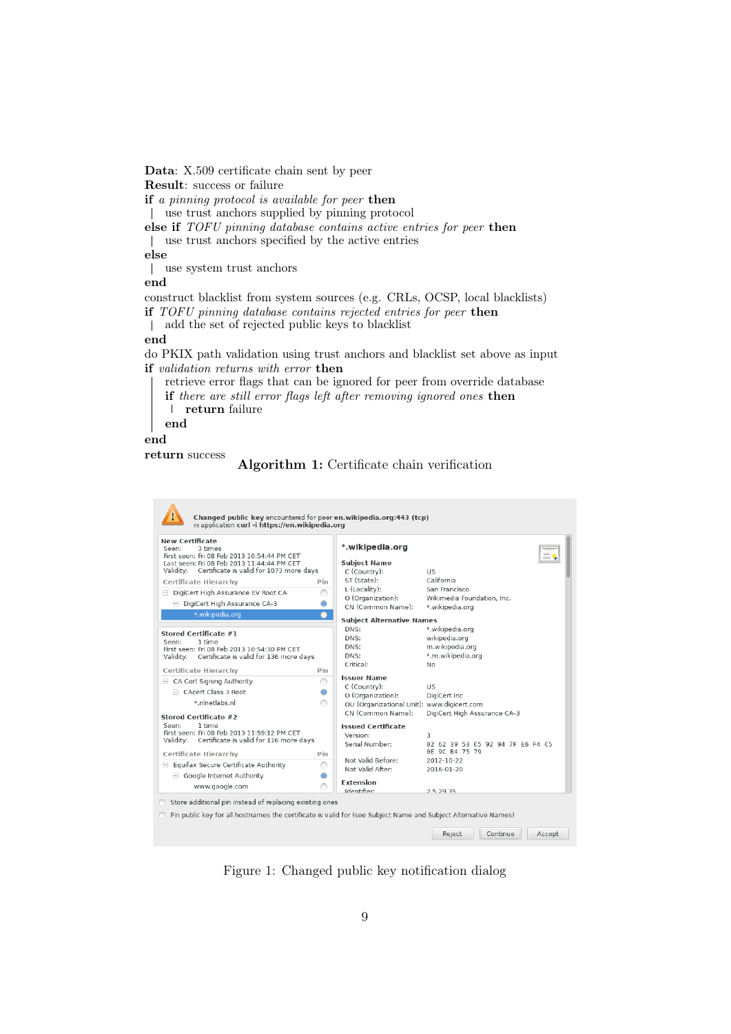**Data**: X.509 certificate chain sent by peer
**Result**: success or failure

```
if a pinning protocol is available for peer then
 |  use trust anchors supplied by pinning protocol
else if TOFU pinning database contains active entries for peer then
 |  use trust anchors specified by the active entries
else
 |  use system trust anchors
end
construct blacklist from system sources (e.g. CRLs, OCSP, local blacklists)
if TOFU pinning database contains rejected entries for peer then
 |  add the set of rejected public keys to blacklist
end
do PKIX path validation using trust anchors and blacklist set above as input
if validation returns with error then
 |  retrieve error flags that can be ignored for peer from override database
 |  if there are still error flags left after removing ignored ones then
 |   |  return failure
 |  end
end
return success
```

**Algorithm 1:** Certificate chain verification

Figure 1: Changed public key notification dialog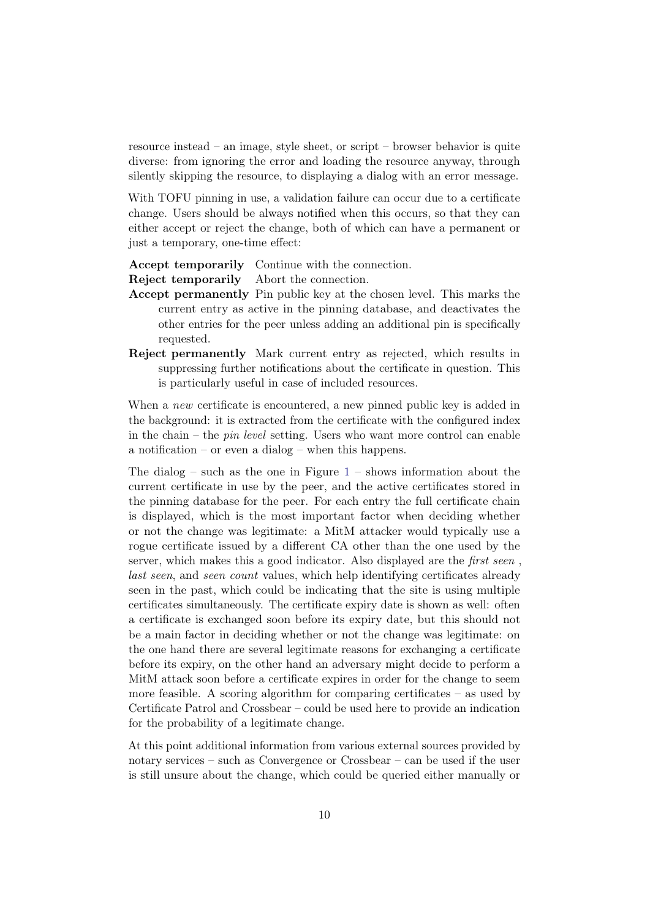resource instead – an image, style sheet, or script – browser behavior is quite diverse: from ignoring the error and loading the resource anyway, through silently skipping the resource, to displaying a dialog with an error message.

With TOFU pinning in use, a validation failure can occur due to a certificate change. Users should be always notified when this occurs, so that they can either accept or reject the change, both of which can have a permanent or just a temporary, one-time effect:

**Accept temporarily** Continue with the connection.

**Reject temporarily** Abort the connection.

**Accept permanently** Pin public key at the chosen level. This marks the current entry as active in the pinning database, and deactivates the other entries for the peer unless adding an additional pin is specifically requested.

**Reject permanently** Mark current entry as rejected, which results in suppressing further notifications about the certificate in question. This is particularly useful in case of included resources.

When a *new* certificate is encountered, a new pinned public key is added in the background: it is extracted from the certificate with the configured index in the chain – the *pin level* setting. Users who want more control can enable a notification – or even a dialog – when this happens.

The dialog – such as the one in Figure 1 – shows information about the current certificate in use by the peer, and the active certificates stored in the pinning database for the peer. For each entry the full certificate chain is displayed, which is the most important factor when deciding whether or not the change was legitimate: a MitM attacker would typically use a rogue certificate issued by a different CA other than the one used by the server, which makes this a good indicator. Also displayed are the *first seen* , *last seen*, and *seen count* values, which help identifying certificates already seen in the past, which could be indicating that the site is using multiple certificates simultaneously. The certificate expiry date is shown as well: often a certificate is exchanged soon before its expiry date, but this should not be a main factor in deciding whether or not the change was legitimate: on the one hand there are several legitimate reasons for exchanging a certificate before its expiry, on the other hand an adversary might decide to perform a MitM attack soon before a certificate expires in order for the change to seem more feasible. A scoring algorithm for comparing certificates – as used by Certificate Patrol and Crossbear – could be used here to provide an indication for the probability of a legitimate change.

At this point additional information from various external sources provided by notary services – such as Convergence or Crossbear – can be used if the user is still unsure about the change, which could be queried either manually or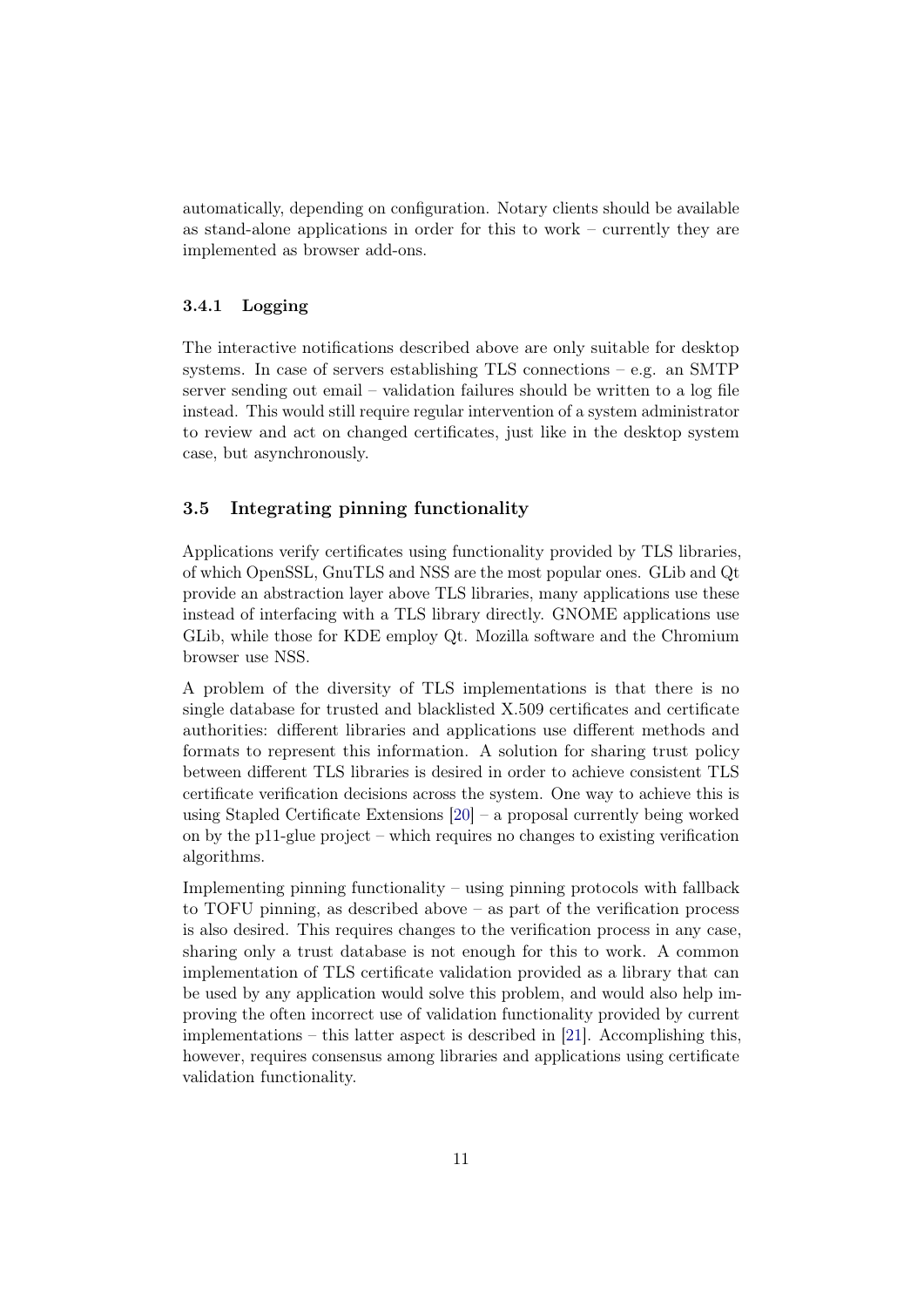automatically, depending on configuration. Notary clients should be available as stand-alone applications in order for this to work – currently they are implemented as browser add-ons.

### 3.4.1 Logging

The interactive notifications described above are only suitable for desktop systems. In case of servers establishing TLS connections – e.g. an SMTP server sending out email – validation failures should be written to a log file instead. This would still require regular intervention of a system administrator to review and act on changed certificates, just like in the desktop system case, but asynchronously.

## 3.5 Integrating pinning functionality

Applications verify certificates using functionality provided by TLS libraries, of which OpenSSL, GnuTLS and NSS are the most popular ones. GLib and Qt provide an abstraction layer above TLS libraries, many applications use these instead of interfacing with a TLS library directly. GNOME applications use GLib, while those for KDE employ Qt. Mozilla software and the Chromium browser use NSS.

A problem of the diversity of TLS implementations is that there is no single database for trusted and blacklisted X.509 certificates and certificate authorities: different libraries and applications use different methods and formats to represent this information. A solution for sharing trust policy between different TLS libraries is desired in order to achieve consistent TLS certificate verification decisions across the system. One way to achieve this is using Stapled Certificate Extensions [20] – a proposal currently being worked on by the p11-glue project – which requires no changes to existing verification algorithms.

Implementing pinning functionality – using pinning protocols with fallback to TOFU pinning, as described above – as part of the verification process is also desired. This requires changes to the verification process in any case, sharing only a trust database is not enough for this to work. A common implementation of TLS certificate validation provided as a library that can be used by any application would solve this problem, and would also help improving the often incorrect use of validation functionality provided by current implementations – this latter aspect is described in [21]. Accomplishing this, however, requires consensus among libraries and applications using certificate validation functionality.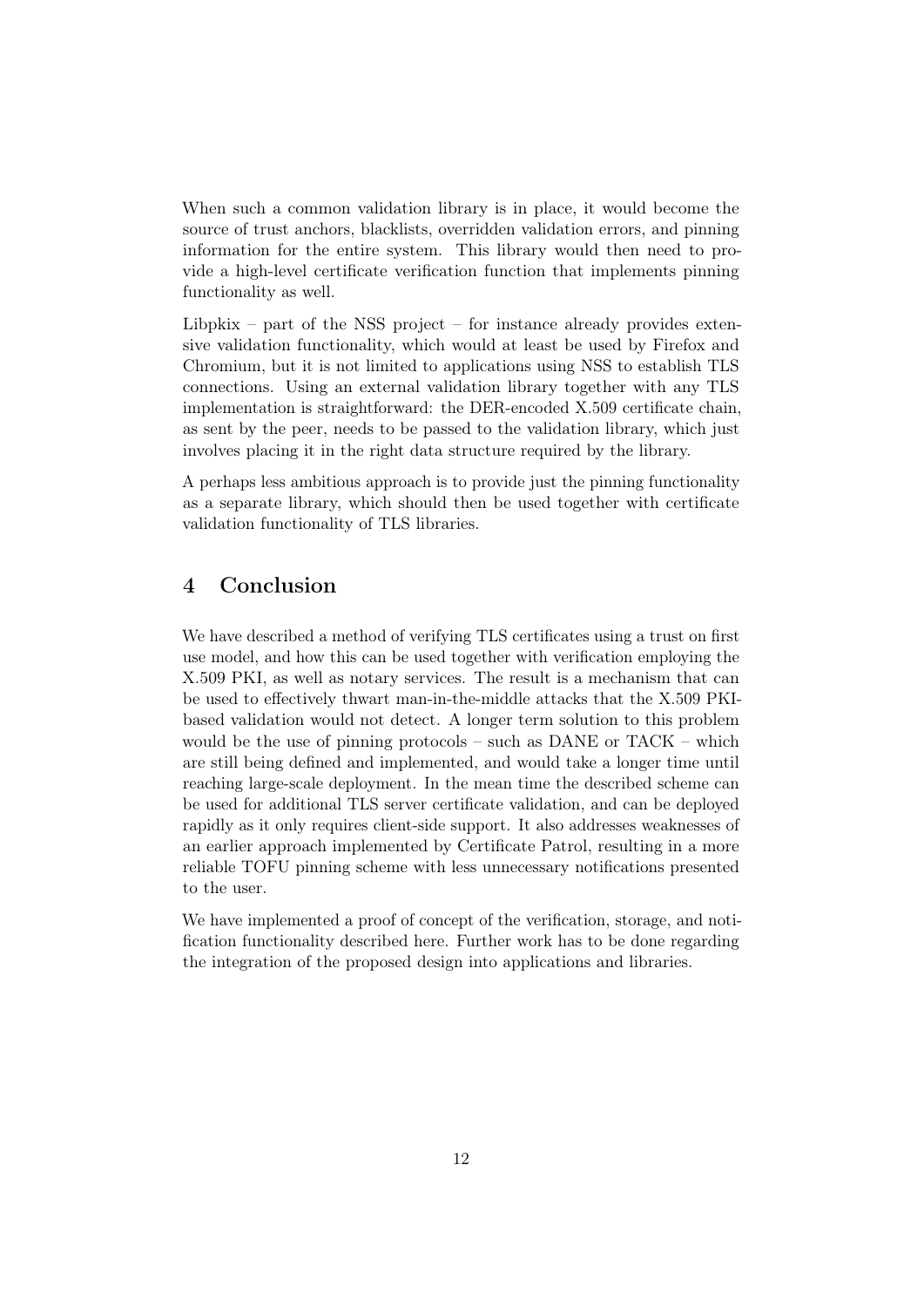When such a common validation library is in place, it would become the source of trust anchors, blacklists, overridden validation errors, and pinning information for the entire system. This library would then need to provide a high-level certificate verification function that implements pinning functionality as well.

Libpkix – part of the NSS project – for instance already provides extensive validation functionality, which would at least be used by Firefox and Chromium, but it is not limited to applications using NSS to establish TLS connections. Using an external validation library together with any TLS implementation is straightforward: the DER-encoded X.509 certificate chain, as sent by the peer, needs to be passed to the validation library, which just involves placing it in the right data structure required by the library.

A perhaps less ambitious approach is to provide just the pinning functionality as a separate library, which should then be used together with certificate validation functionality of TLS libraries.

## 4 Conclusion

We have described a method of verifying TLS certificates using a trust on first use model, and how this can be used together with verification employing the X.509 PKI, as well as notary services. The result is a mechanism that can be used to effectively thwart man-in-the-middle attacks that the X.509 PKI-based validation would not detect. A longer term solution to this problem would be the use of pinning protocols – such as DANE or TACK – which are still being defined and implemented, and would take a longer time until reaching large-scale deployment. In the mean time the described scheme can be used for additional TLS server certificate validation, and can be deployed rapidly as it only requires client-side support. It also addresses weaknesses of an earlier approach implemented by Certificate Patrol, resulting in a more reliable TOFU pinning scheme with less unnecessary notifications presented to the user.

We have implemented a proof of concept of the verification, storage, and notification functionality described here. Further work has to be done regarding the integration of the proposed design into applications and libraries.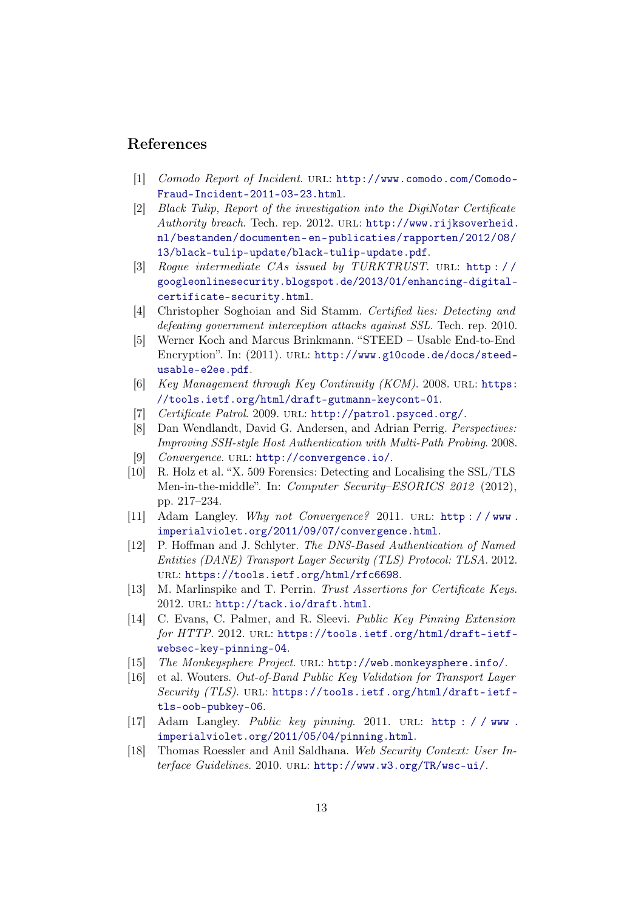## References

[1] *Comodo Report of Incident*. URL: http://www.comodo.com/Comodo-Fraud-Incident-2011-03-23.html.

[2] *Black Tulip, Report of the investigation into the DigiNotar Certificate Authority breach*. Tech. rep. 2012. URL: http://www.rijksoverheid.nl/bestanden/documenten-en-publicaties/rapporten/2012/08/13/black-tulip-update/black-tulip-update.pdf.

[3] *Rogue intermediate CAs issued by TURKTRUST*. URL: http://googleonlinesecurity.blogspot.de/2013/01/enhancing-digital-certificate-security.html.

[4] Christopher Soghoian and Sid Stamm. *Certified lies: Detecting and defeating government interception attacks against SSL*. Tech. rep. 2010.

[5] Werner Koch and Marcus Brinkmann. "STEED – Usable End-to-End Encryption". In: (2011). URL: http://www.g10code.de/docs/steed-usable-e2ee.pdf.

[6] *Key Management through Key Continuity (KCM)*. 2008. URL: https://tools.ietf.org/html/draft-gutmann-keycont-01.

[7] *Certificate Patrol*. 2009. URL: http://patrol.psyced.org/.

[8] Dan Wendlandt, David G. Andersen, and Adrian Perrig. *Perspectives: Improving SSH-style Host Authentication with Multi-Path Probing*. 2008.

[9] *Convergence*. URL: http://convergence.io/.

[10] R. Holz et al. "X. 509 Forensics: Detecting and Localising the SSL/TLS Men-in-the-middle". In: *Computer Security–ESORICS 2012* (2012), pp. 217–234.

[11] Adam Langley. *Why not Convergence?* 2011. URL: http://www.imperialviolet.org/2011/09/07/convergence.html.

[12] P. Hoffman and J. Schlyter. *The DNS-Based Authentication of Named Entities (DANE) Transport Layer Security (TLS) Protocol: TLSA*. 2012. URL: https://tools.ietf.org/html/rfc6698.

[13] M. Marlinspike and T. Perrin. *Trust Assertions for Certificate Keys*. 2012. URL: http://tack.io/draft.html.

[14] C. Evans, C. Palmer, and R. Sleevi. *Public Key Pinning Extension for HTTP*. 2012. URL: https://tools.ietf.org/html/draft-ietf-websec-key-pinning-04.

[15] *The Monkeysphere Project*. URL: http://web.monkeysphere.info/.

[16] et al. Wouters. *Out-of-Band Public Key Validation for Transport Layer Security (TLS)*. URL: https://tools.ietf.org/html/draft-ietf-tls-oob-pubkey-06.

[17] Adam Langley. *Public key pinning*. 2011. URL: http://www.imperialviolet.org/2011/05/04/pinning.html.

[18] Thomas Roessler and Anil Saldhana. *Web Security Context: User Interface Guidelines*. 2010. URL: http://www.w3.org/TR/wsc-ui/.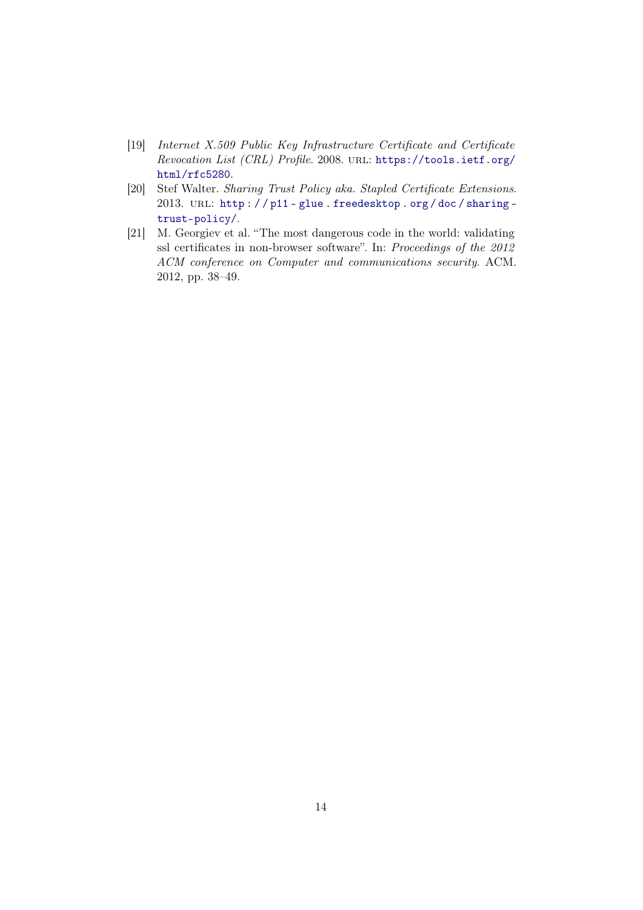[19] *Internet X.509 Public Key Infrastructure Certificate and Certificate Revocation List (CRL) Profile*. 2008. URL: https://tools.ietf.org/html/rfc5280.

[20] Stef Walter. *Sharing Trust Policy aka. Stapled Certificate Extensions*. 2013. URL: http://p11-glue.freedesktop.org/doc/sharing-trust-policy/.

[21] M. Georgiev et al. "The most dangerous code in the world: validating ssl certificates in non-browser software". In: *Proceedings of the 2012 ACM conference on Computer and communications security*. ACM. 2012, pp. 38–49.